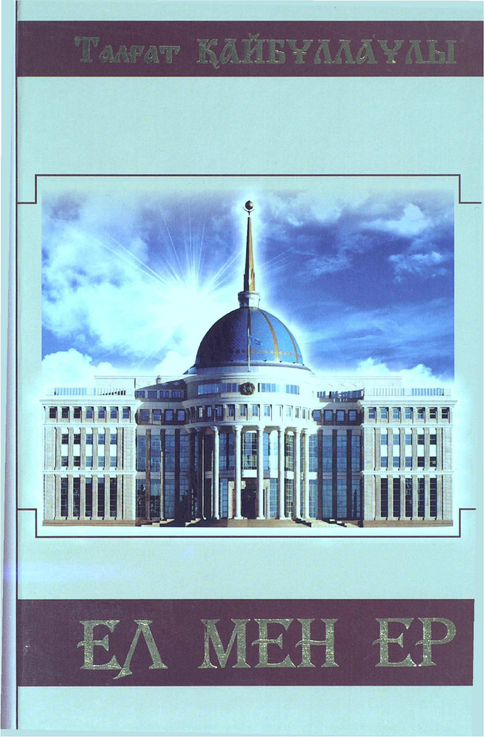Талғат Қайбуллаұлы

# ЕЛ МЕН ЕР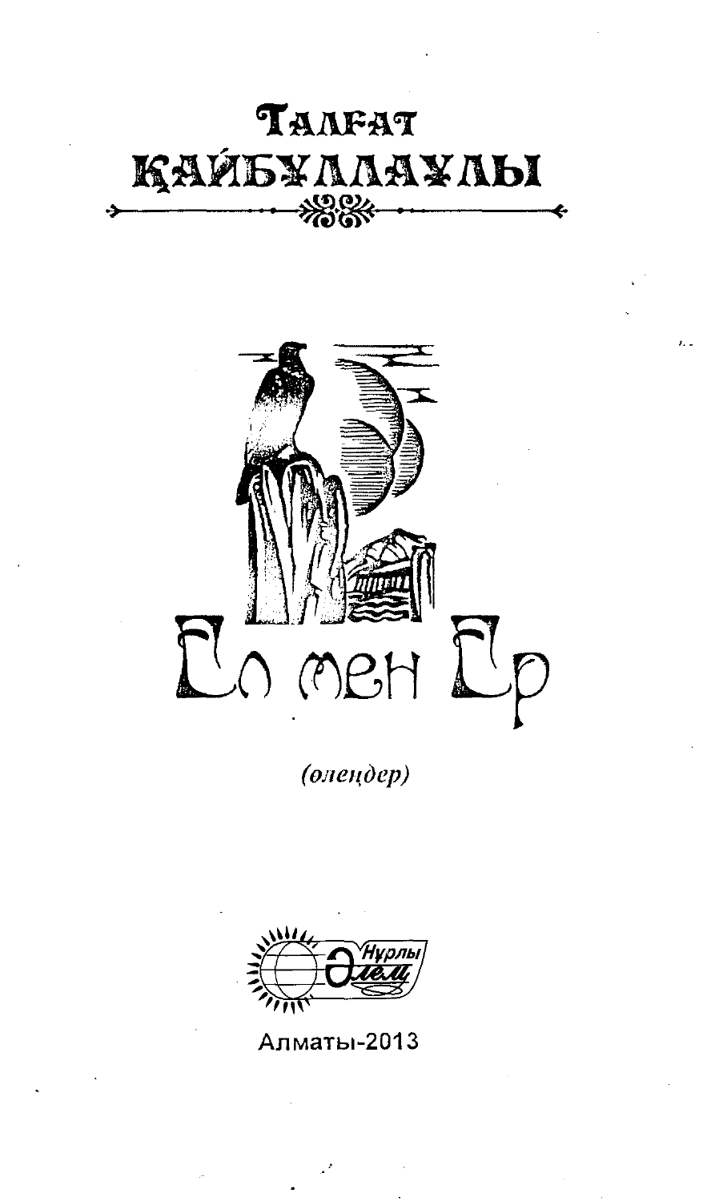# Талғат Қайбуллаұлы

# Ел мен Ер

*(өлеңдер)*

Нұрлы Әлем

Алматы-2013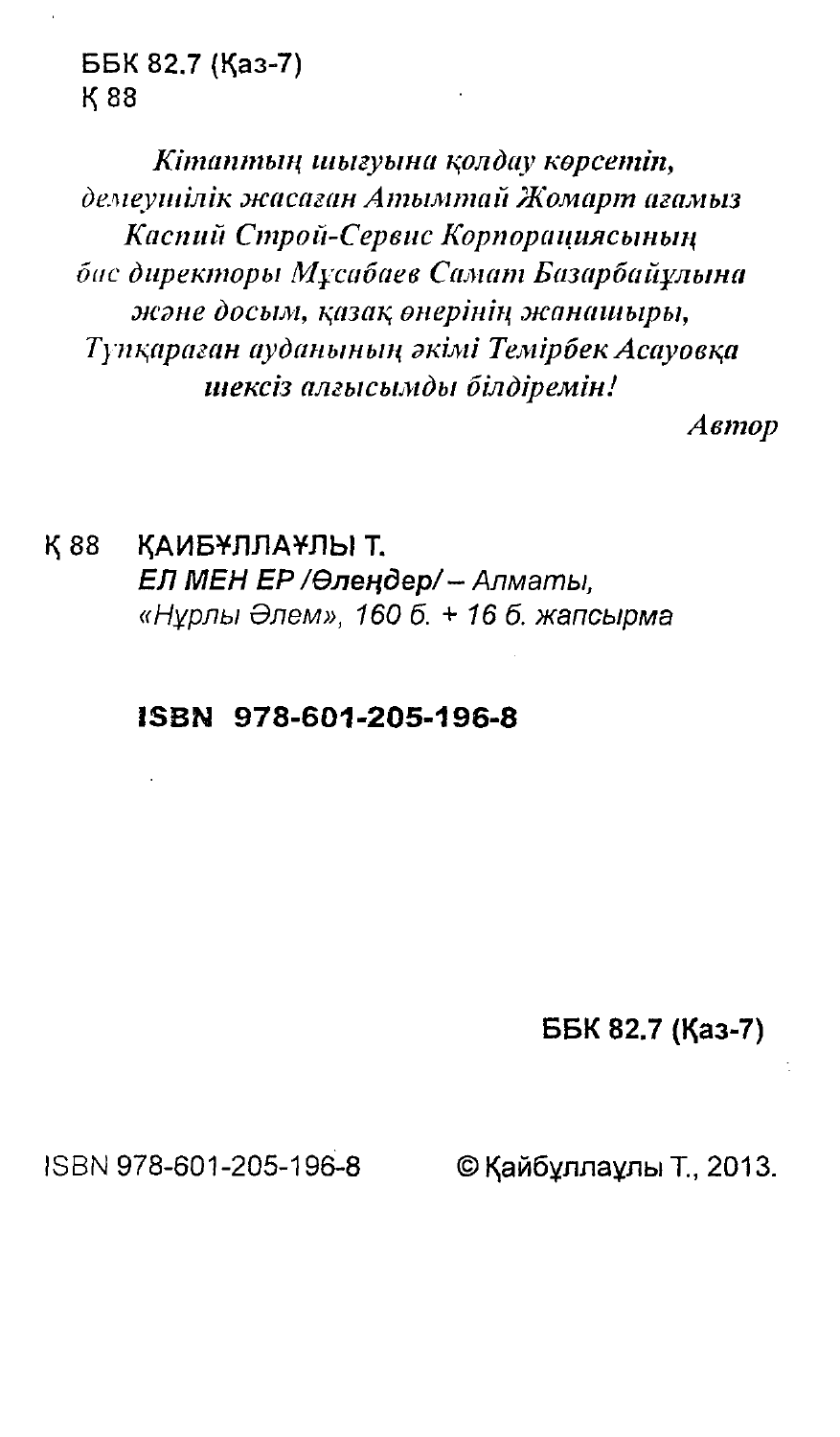ББК 82.7 (Қаз-7)
Қ 88

*Кітаптың шығуына қолдау көрсетіп,*
*демеушілік жасаған Атымтай Жомарт ағамыз*
*Каспий Строй-Сервис Корпорациясының*
*бас директоры Мұсабаев Самат Базарбайұлына*
*және досым, қазақ өнерінің жанашыры,*
*Түпқараған ауданының әкімі Темірбек Асауовқа*
*шексіз алғысымды білдіремін!*

***Автор***

Қ 88 **ҚАИБҰЛЛАҰЛЫ Т.**
*ЕЛ МЕН ЕР /Өлеңдер/ – Алматы,*
*«Нұрлы Әлем», 160 б. + 16 б. жапсырма*

**ISBN 978-601-205-196-8**

**ББК 82.7 (Қаз-7)**

ISBN 978-601-205-196-8 © Қайбұллаұлы Т., 2013.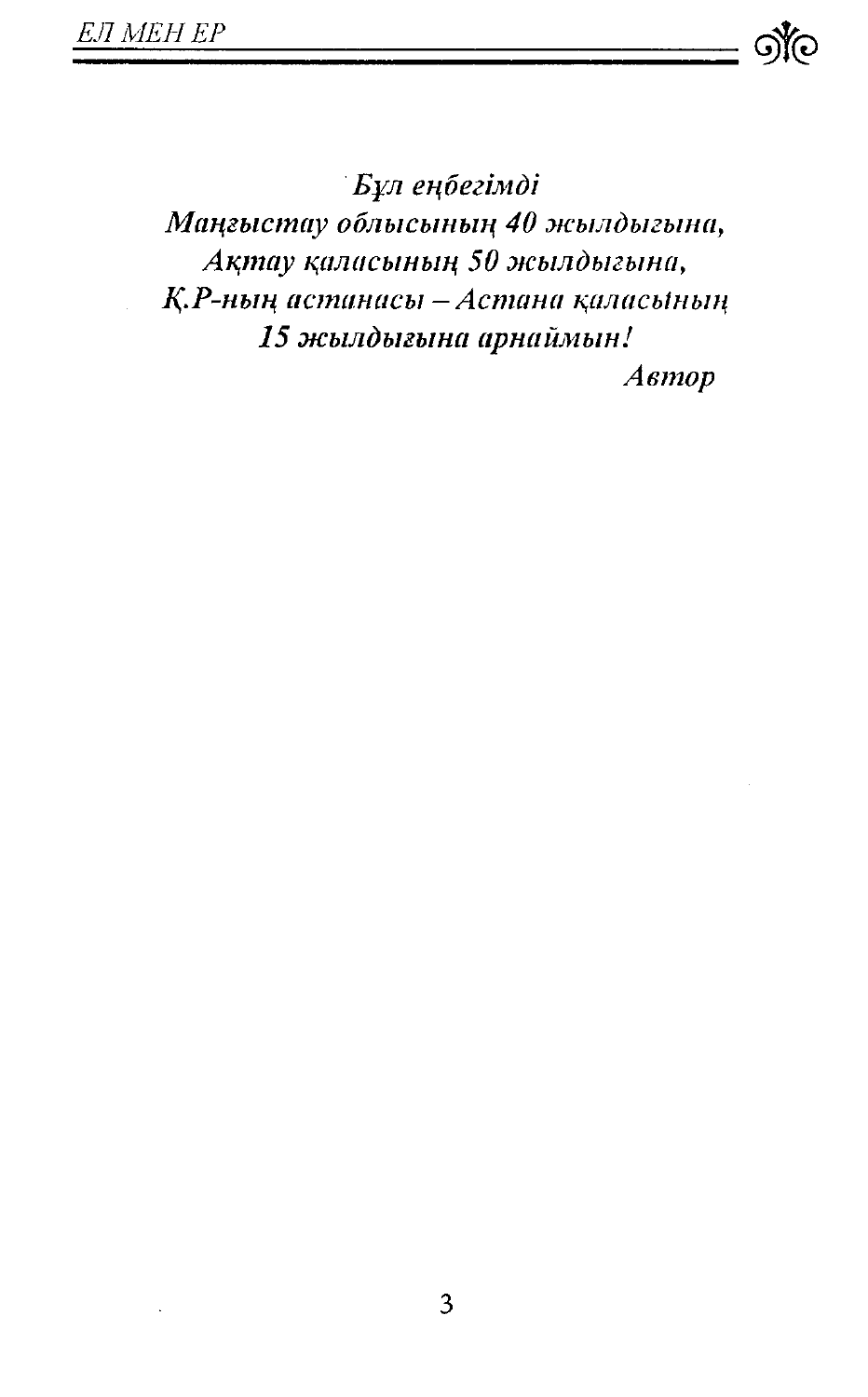*Бұл еңбегімді*
*Маңғыстау облысының 40 жылдығына,*
*Ақтау қаласының 50 жылдығына,*
*Қ.Р-ның астанасы – Астана қаласының*
***15 жылдығына арнаймын!***

*Автор*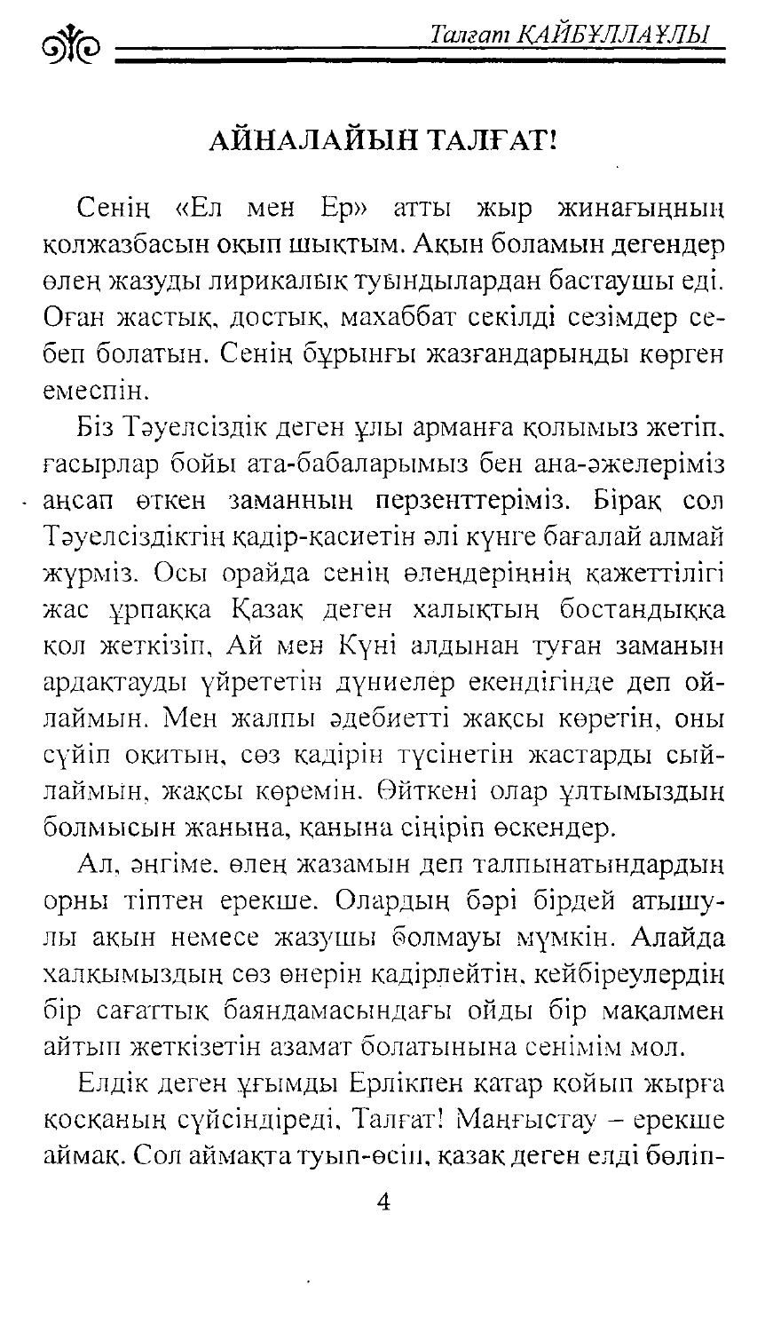## АЙНАЛАЙЫН ТАЛҒАТ!

Сенің «Ел мен Ер» атты жыр жинағыңның қолжазбасын оқып шықтым. Ақын боламын дегендер өлең жазуды лирикалық туындылардан бастаушы еді. Оған жастық, достық, махаббат секілді сезімдер себеп болатын. Сенің бұрынғы жазғандарыңды көрген емеспін.

Біз Тәуелсіздік деген ұлы арманға қолымыз жетіп, ғасырлар бойы ата-бабаларымыз бен ана-әжелеріміз аңсап өткен заманның перзенттеріміз. Бірақ сол Тәуелсіздіктің қадір-қасиетін әлі күнге бағалай алмай жүрміз. Осы орайда сенің өлеңдеріңнің қажеттілігі жас ұрпаққа Қазақ деген халықтың бостандыққа қол жеткізіп, Ай мен Күні алдынан туған заманын ардақтауды үйрететін дүниелер екендігінде деп ойлаймын. Мен жалпы әдебиетті жақсы көретін, оны сүйіп оқитын, сөз қадірін түсінетін жастарды сыйлаймын, жақсы көремін. Өйткені олар ұлтымыздың болмысын жанына, қанына сіңіріп өскендер.

Ал, әңгіме, өлең жазамын деп талпынатындардың орны тіптен ерекше. Олардың бәрі бірдей атышулы ақын немесе жазушы болмауы мүмкін. Алайда халқымыздың сөз өнерін қадірлейтін, кейбіреулердің бір сағаттық баяндамасындағы ойды бір мақалмен айтып жеткізетін азамат болатынына сенімім мол.

Елдік деген ұғымды Ерлікпен қатар қойып жырға қосқаның сүйсіндіреді, Талғат! Маңғыстау – ерекше аймақ. Сол аймақта туып-өсіп, қазақ деген елді бөліп-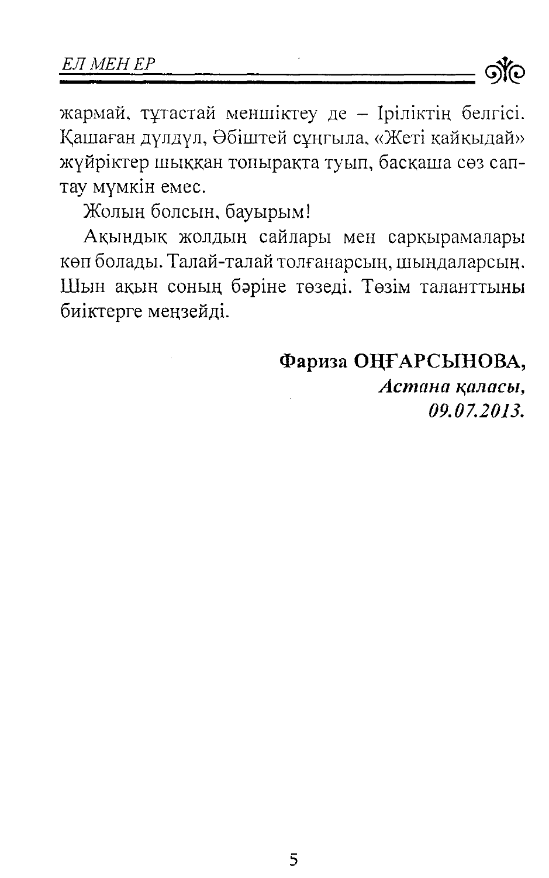жармай, тұтастай меншіктеу де – Іріліктің белгісі. Қашаған дүлдүл, Әбіштей сұңғыла, «Жеті қайқыдай» жүйріктер шыққан топырақта туып, басқаша сөз саптау мүмкін емес.

Жолың болсын, бауырым!

Ақындық жолдың сайлары мен сарқырамалары көп болады. Талай-талай толғанарсың, шыңдаларсың. Шын ақын соның бәріне төзеді. Төзім талантты биіктерге меңзейді.

**Фариза ОҢҒАРСЫНОВА,**
***Астана қаласы,***
***09.07.2013.***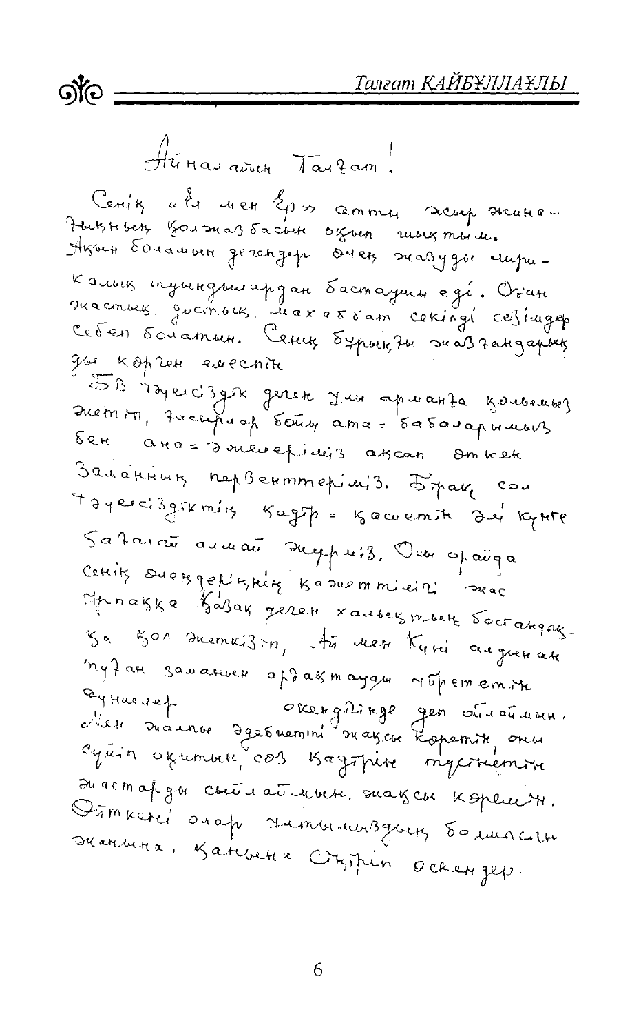Айналайын Талғат!

Сенің «Ел мен Ер» атты жыр жинағыңның қолжазбасын оқып шықтым. Ақын боламын дегендер өлең жазуды лирикалық туындылардан бастаушы еді. Оған жастық, достық, махаббат секілді сезімдер себеп болатын. Сенің бұрынғы жазғандарыңды көрген емеспін.

Біз тәуелсіздік деген ұлы арманға қолымыз жетіп, ғасырлар бойы ата-бабаларымыз бен ана-әжелеріміз аңсап өткен заманның перзенттеріміз. Бірақ сол тәуелсіздіктің қадір-қасиетін әлі күнге бағалай алмай жүрміз. Осы орайда сенің өлеңдеріңнің қажеттілігі жас ұрпаққа қазақ деген халықтың бостандыққа қол жеткізіп, Ай мен Күні алдынан туған заманын ардақтауды үйрететін ауниелер өкендігінде деп ойлаймын. Мен жалпы әдебиетті жақсы көретін, оны сүйіп оқитын, сөз қадірін түсінетін жастарды сыйлаймын, жақсы көремін. Өйткені олар ұлтымыздың болмысын жанына, қанына сіңіріп өскендер.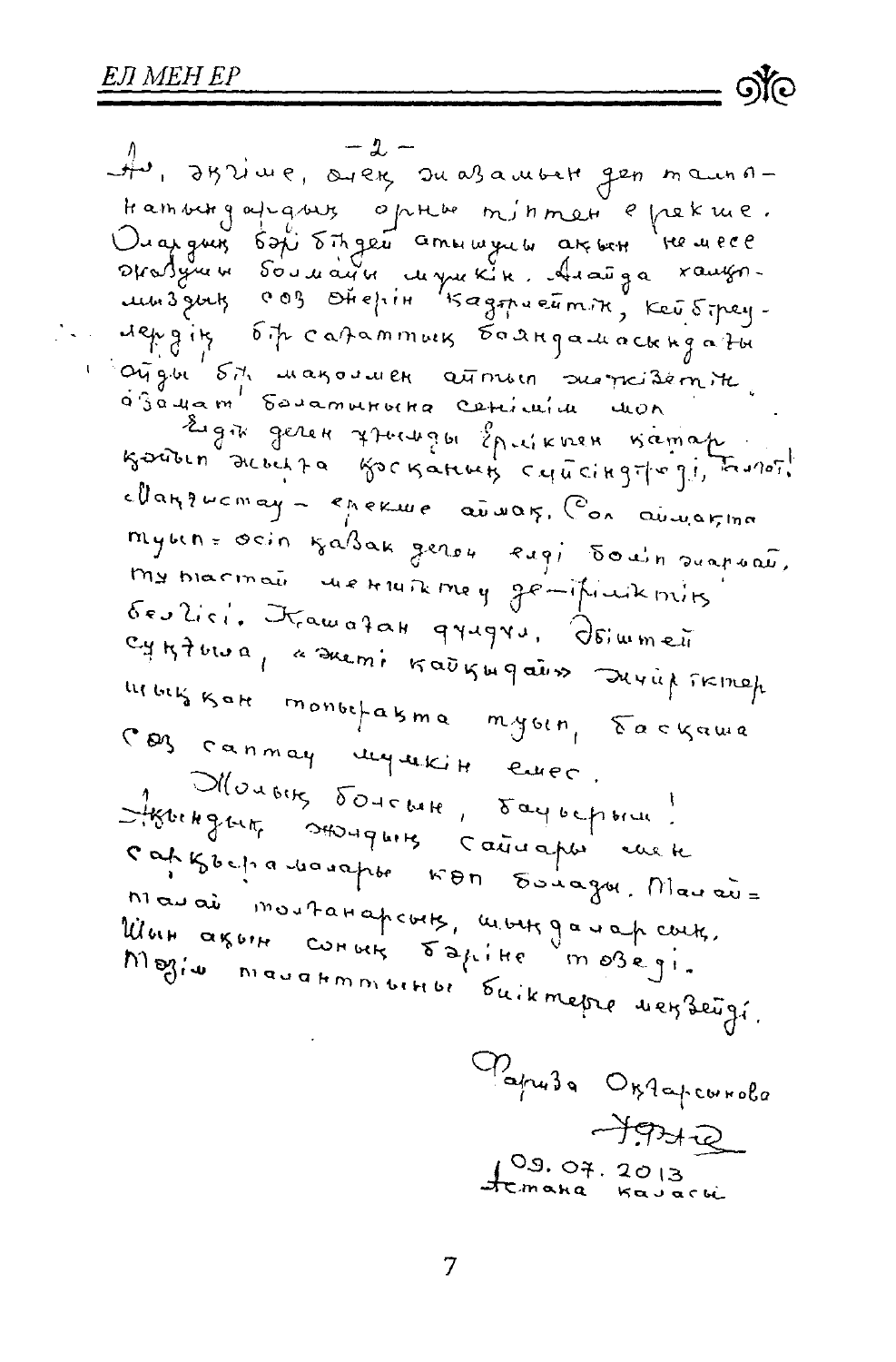– 2 –

Ақ, әңгіме, өлең жазамын деп талпынатындардың орны тіптен ерекше. Олардың бәрі бірдей атышулы ақын немесе жазушы болмайы мүмкін. Алайда халқымыздың сөз өнерін қадірлейтін, кейбіреулердің бір сағаттық баяндамасындағы ойды бір мақалмен айтып жеткізетін, әзамат болатынына сенімім мол.

Елдік деген ұғымды ерлікпен қатар қойып жырға қосқанның сиясындағы, билот!

Маңғыстау – ерекше аймақ. Сол аймақта туып-өсіп қазақ деген елді бөліп жармай, тұтастай меншіктеу де – ірліктің белгісі. Қашаған ақындай, Әбіштей сұңғыла, «жеті қайқыдай» жүйріктер шыққан топырақта туып, басқаша сөз саптау мүмкін емес.

Жолың болсын, бауырым! Ақынның жолының сайлары мен сарқырамалары көп болады. Талай-талай толғанарсың, шыңдаларсың. Шын ақын соның бәріне төзеді. Төзім талантыны биіктерге меңзейді.

Фариза Оңғарсынова

09.07.2013
Астана қаласы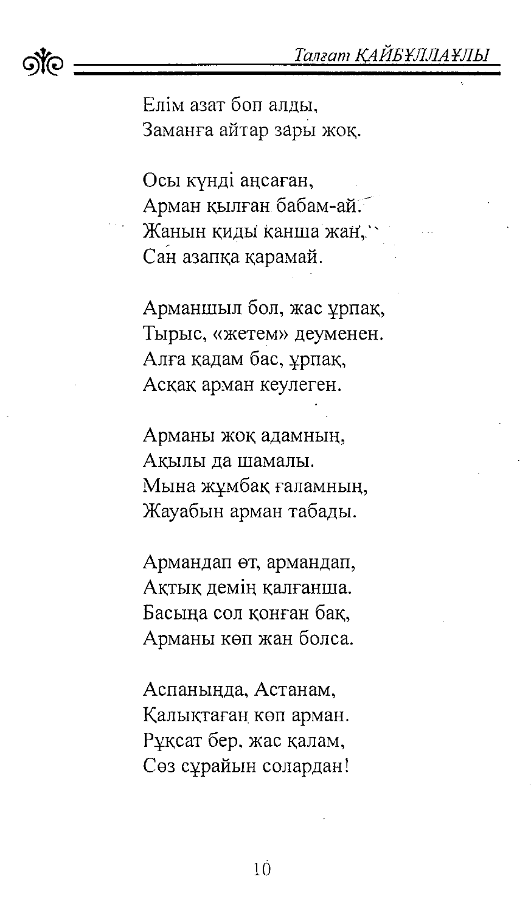Елім азат боп алды,
Заманға айтар зары жоқ.

Осы күнді аңсаған,
Арман қылған бабам-ай.
Жанын қиды қанша жан,
Сан азапқа қарамай.

Арманшыл бол, жас ұрпақ,
Тырыс, «жетем» деуменен.
Алға қадам бас, ұрпақ,
Асқақ арман кеулеген.

Арманы жоқ адамның,
Ақылы да шамалы.
Мына жұмбақ ғаламның,
Жауабын арман табады.

Армандап өт, армандап,
Ақтық демің қалғанша.
Басыңа сол қонған бақ,
Арманы көп жан болса.

Аспаныңда, Астанам,
Қалықтаған көп арман.
Рұқсат бер, жас қалам,
Сөз сұрайын солардан!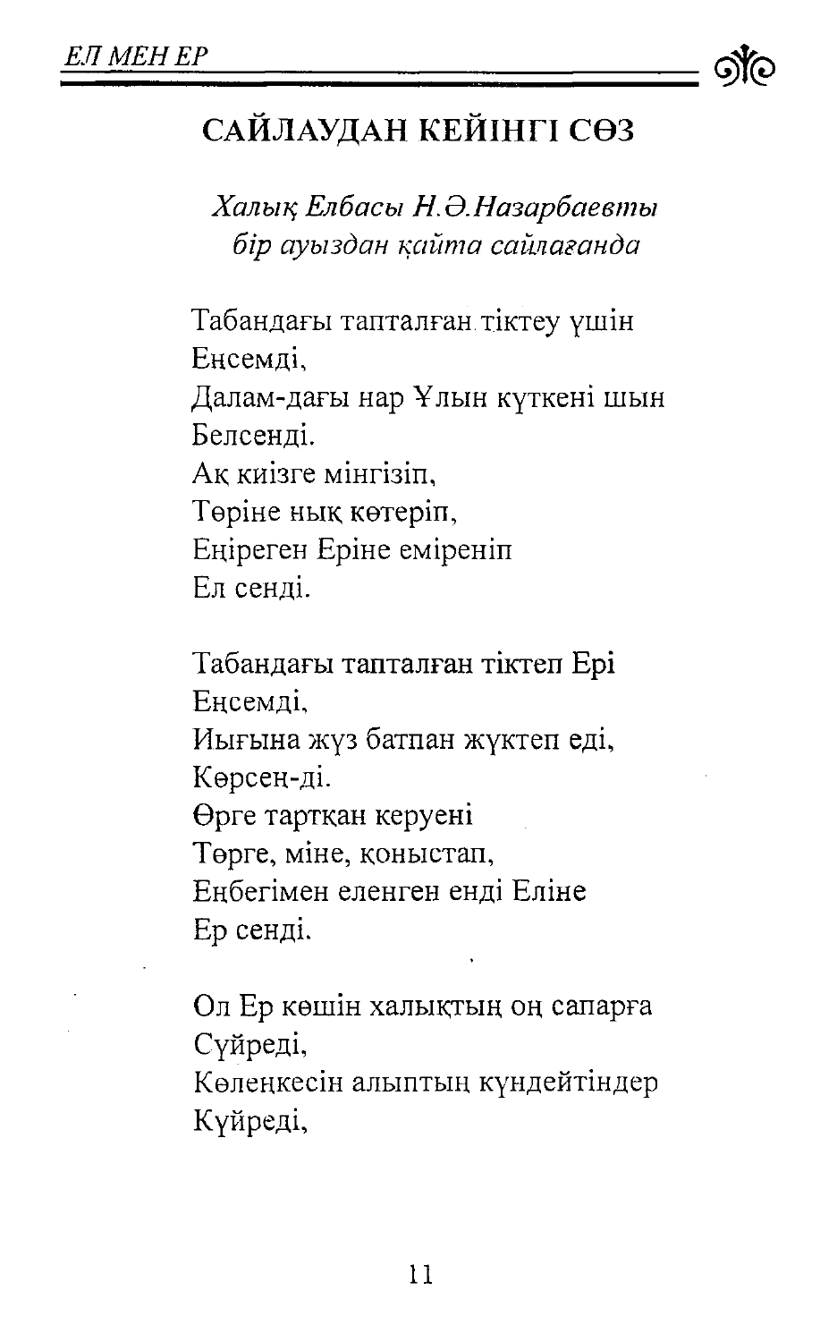## САЙЛАУДАН КЕЙІНГІ СӨЗ

*Халық Елбасы Н.Ә.Назарбаевты*
*бір ауыздан қайта сайлағанда*

Табандағы тапталған тіктеу үшін
Енсемді,
Далам-дағы нар Ұлын күткені шын
Белсенді.
Ақ киізге мінгізіп,
Төріне нық көтеріп,
Еңіреген Еріне еміреніп
Ел сенді.

Табандағы тапталған тіктеп Ері
Енсемді,
Иығына жүз батпан жүктеп еді,
Көрсең-ді.
Өрге тартқан керуені
Төрге, міне, қоныстап,
Еңбегімен еленген енді Еліне
Ер сенді.

Ол Ер көшін халықтың оң сапарға
Сүйреді,
Көлеңкесін алыптың күндейтіндер
Күйреді,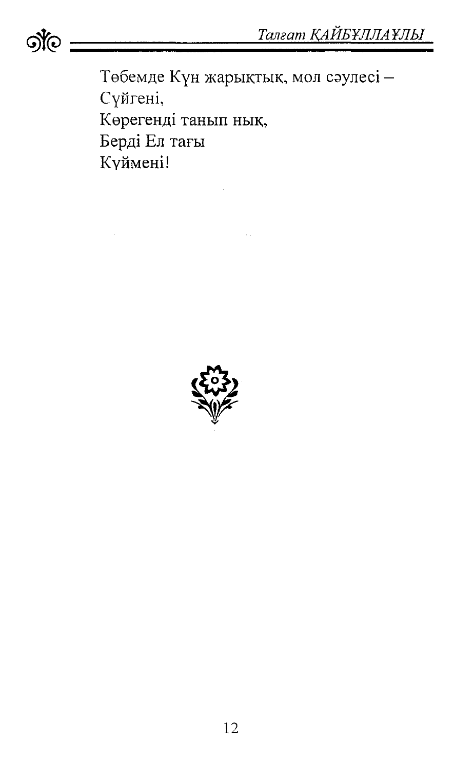Төбемде Күн жарықтық, мол сәулесі –  
Сүйгені,  
Көрегенді танып нық,  
Берді Ел тағы  
Күймені!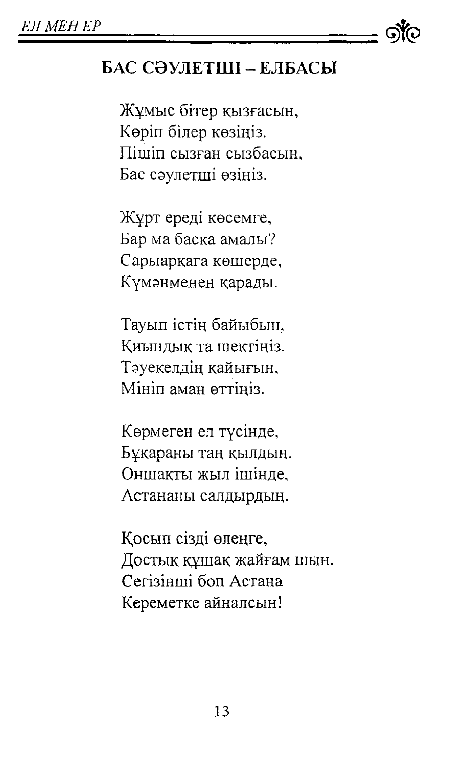## БАС СӘУЛЕТШІ – ЕЛБАСЫ

Жұмыс бітер қызғасын,
Көріп білер көзіңіз.
Пішіп сызған сызбасын,
Бас сәулетші өзіңіз.

Жұрт ереді көсемге,
Бар ма басқа амалы?
Сарыарқаға көшерде,
Күмәнменен қарады.

Тауып істің байыбын,
Қиындық та шектіңіз.
Тәуекелдің қайығын,
Мініп аман өттіңіз.

Көрмеген ел түсінде,
Бұқараны таң қылдың.
Оншақты жыл ішінде,
Астананы салдырдың.

Қосып сізді өлеңге,
Достық құшақ жайғам шын.
Сегізінші боп Астана
Кереметке айналсын!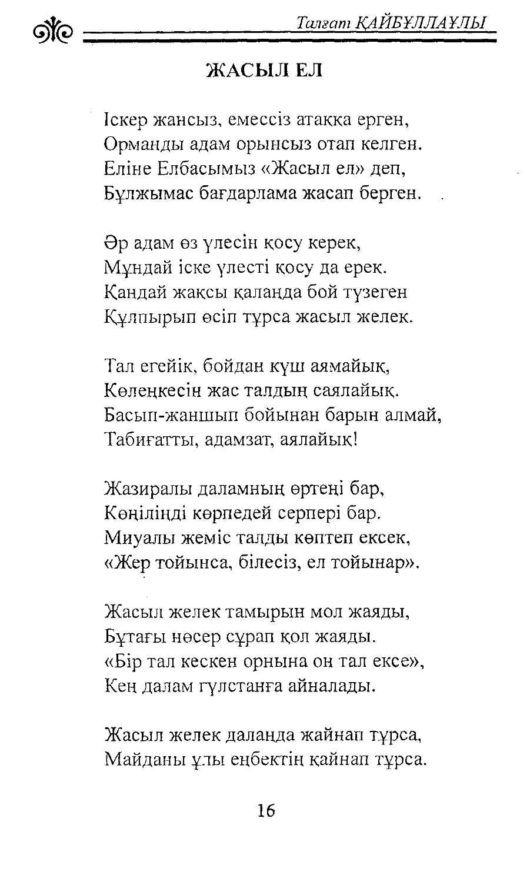## ЖАСЫЛ ЕЛ

Іскер жансыз, емессіз атаққа ерген,
Орманды адам орынсыз отап келген.
Еліне Елбасымыз «Жасыл ел» деп,
Бұлжымас бағдарлама жасап берген.

Әр адам өз үлесін қосу керек,
Мұндай іске үлесті қосу да ерек.
Қандай жақсы қаланда бой түзеген
Құлпырып өсіп тұрса жасыл желек.

Тал егейік, бойдан күш аямайық,
Көлеңкесін жас талдың саялайық.
Басып-жаншып бойынан барын алмай,
Табиғатты, адамзат, аялайық!

Жазиралы даламның өртеңі бар,
Көңілінді көрпедей серпері бар.
Миуалы жеміс талды көптеп ексек,
«Жер тойынса, білесіз, ел тойынар».

Жасыл желек тамырын мол жаяды,
Бұтағы нөсер сұрап қол жаяды.
«Бір тал кескен орнына он тал ексе»,
Кең далам гүлстанға айналады.

Жасыл желек даланда жайнап тұрса,
Майданы ұлы еңбектің қайнап тұрса.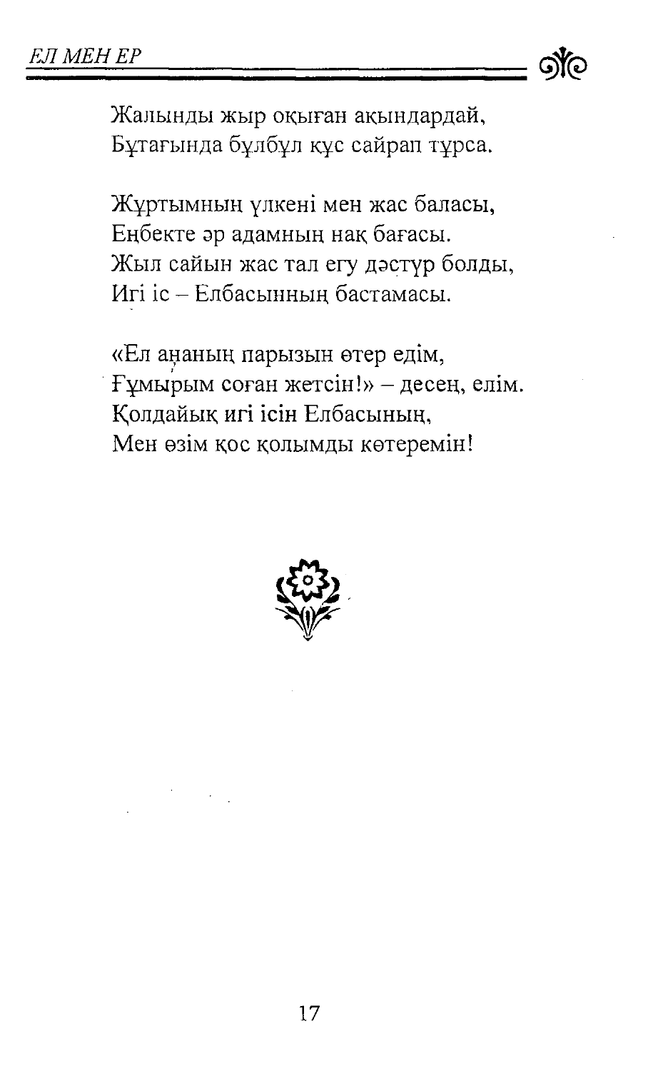Жалынды жыр оқыған ақындардай,
Бұтағында бұлбұл құс сайрап тұрса.

Жұртымның үлкені мен жас баласы,
Еңбекте әр адамның нақ бағасы.
Жыл сайын жас тал егу дәстүр болды,
Игі іс – Елбасының бастамасы.

«Ел ананың парызын өтер едім,
Ғұмырым соған жетсін!» – десең, елім.
Қолдайық игі ісін Елбасының,
Мен өзім қос қолымды көтеремін!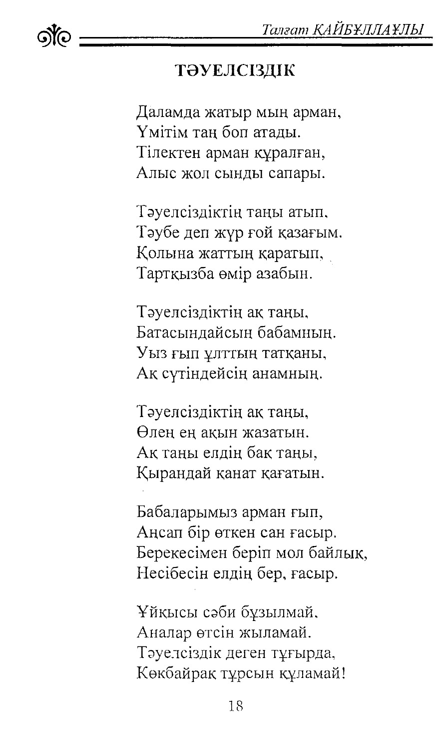## ТӘУЕЛСІЗДІК

Даламда жатыр мың арман,
Үмітім таң боп атады.
Тілектен арман құралған,
Алыс жол сынды сапары.

Тәуелсіздіктің таңы атып,
Тәубе деп жүр ғой қазағым.
Қолына жаттың қаратып,
Тартқызба өмір азабын.

Тәуелсіздіктің ақ таңы,
Батасындайсың бабамның.
Уыз ғып ұлттың татқаны,
Ақ сүтіндейсің анамның.

Тәуелсіздіктің ақ таңы,
Өлең ең ақын жазатын.
Ақ таңы елдің бақ таңы,
Қырандай қанат қағатын.

Бабаларымыз арман ғып,
Аңсап бір өткен сан ғасыр.
Берекесімен беріп мол байлық,
Несібесін елдің бер, ғасыр.

Ұйқысы сәби бұзылмай,
Аналар өтсін жыламай.
Тәуелсіздік деген тұғырда,
Көкбайрақ тұрсын құламай!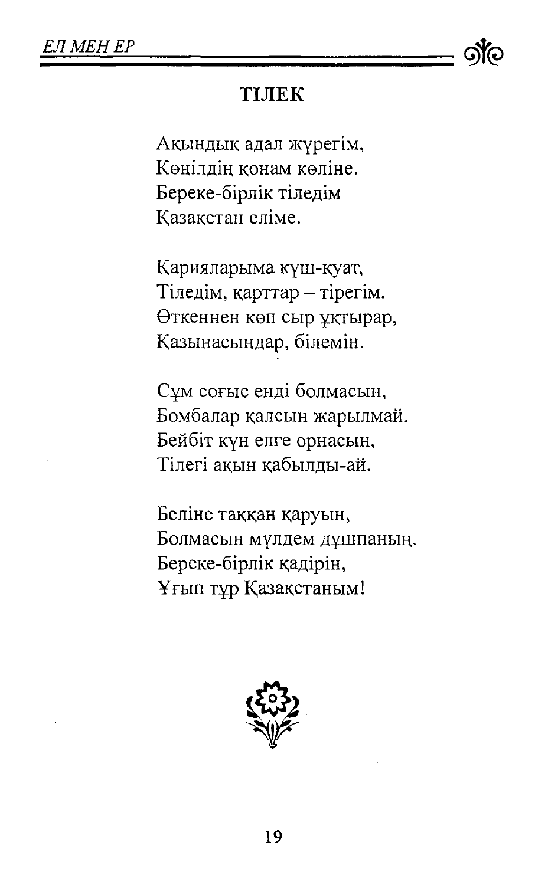## ТІЛЕК

Ақындық адал жүрегім,
Көңілдің қонам көліне.
Береке-бірлік тіледім
Қазақстан еліме.

Қарияларыма күш-қуат,
Тіледім, қарттар – тірегім.
Өткеннен көп сыр ұқтырар,
Қазынасыңдар, білемін.

Сұм соғыс енді болмасын,
Бомбалар қалсын жарылмай.
Бейбіт күн елге орнасын,
Тілегі ақын қабылды-ай.

Беліне таққан қаруын,
Болмасын мүлдем дұшпаның.
Береке-бірлік қадірін,
Ұғып тұр Қазақстаным!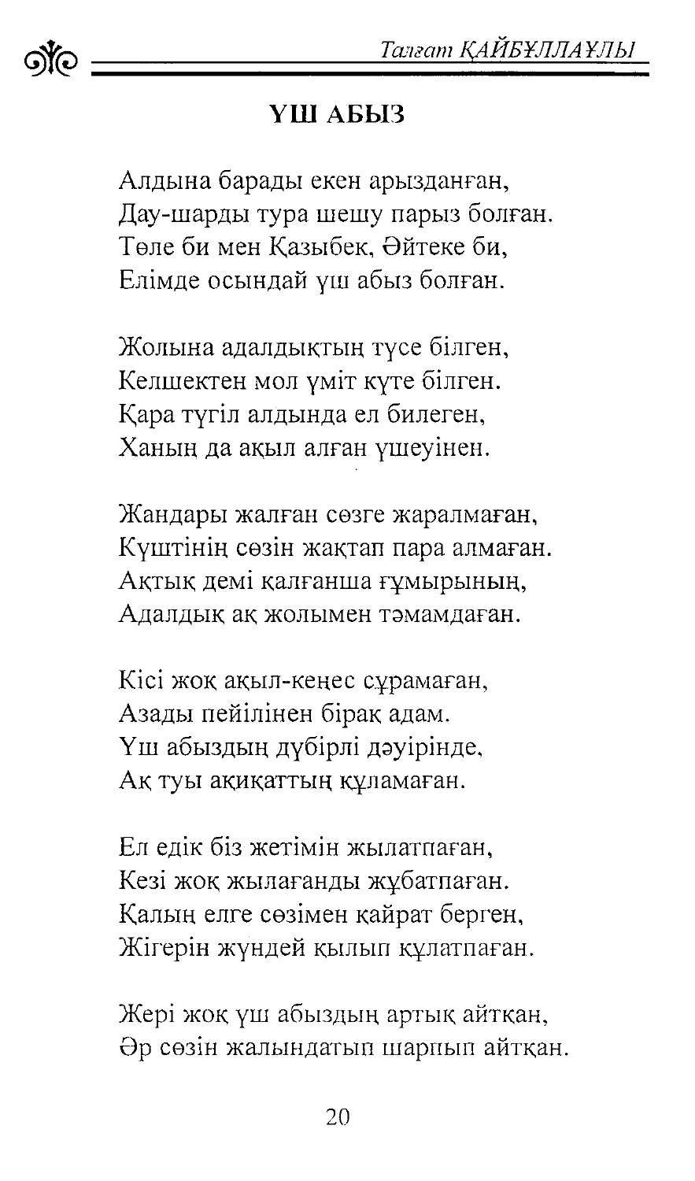## ҮШ АБЫЗ

Алдына барады екен арызданған,  
Дау-шарды тура шешу парыз болған.  
Төле би мен Қазыбек, Әйтеке би,  
Елімде осындай үш абыз болған.

Жолына адалдықтың түсе білген,  
Келшектен мол үміт күте білген.  
Қара түгіл алдында ел билеген,  
Ханың да ақыл алған үшеуінен.

Жандары жалған сөзге жаралмаған,  
Күштінің сөзін жақтап пара алмаған.  
Ақтық демі қалғанша ғұмырының,  
Адалдық ақ жолымен тәмамдаған.

Кісі жоқ ақыл-кеңес сұрамаған,  
Азады пейілінен бірақ адам.  
Үш абыздың дүбірлі дәуірінде,  
Ақ туы ақиқаттың құламаған.

Ел едік біз жетімін жылатпаған,  
Кезі жоқ жылағанды жұбатпаған.  
Қалың елге сөзімен қайрат берген,  
Жігерін жүндей қылып құлатпаған.

Жері жоқ үш абыздың артық айтқан,  
Әр сөзін жалындатып шарпып айтқан.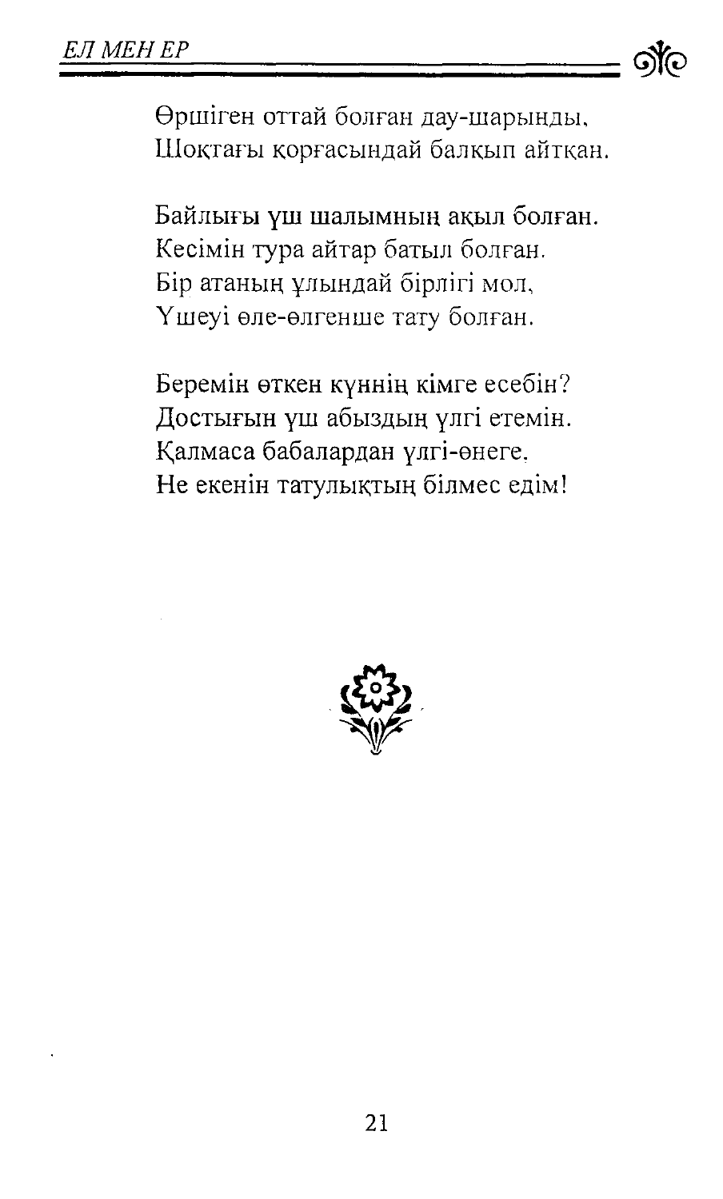Өршіген оттай болған дау-шарынды,
Шоқтағы қорғасындай балқып айтқан.

Байлығы үш шалымның ақыл болған.
Кесімін тура айтар батыл болған.
Бір атаның ұлындай бірлігі мол,
Үшеуі өле-өлгенше тату болған.

Беремін өткен күннің кімге есебін?
Достығын үш абыздың үлгі етемін.
Қалмаса бабалардан үлгі-өнеге,
Не екенін татулықтың білмес едім!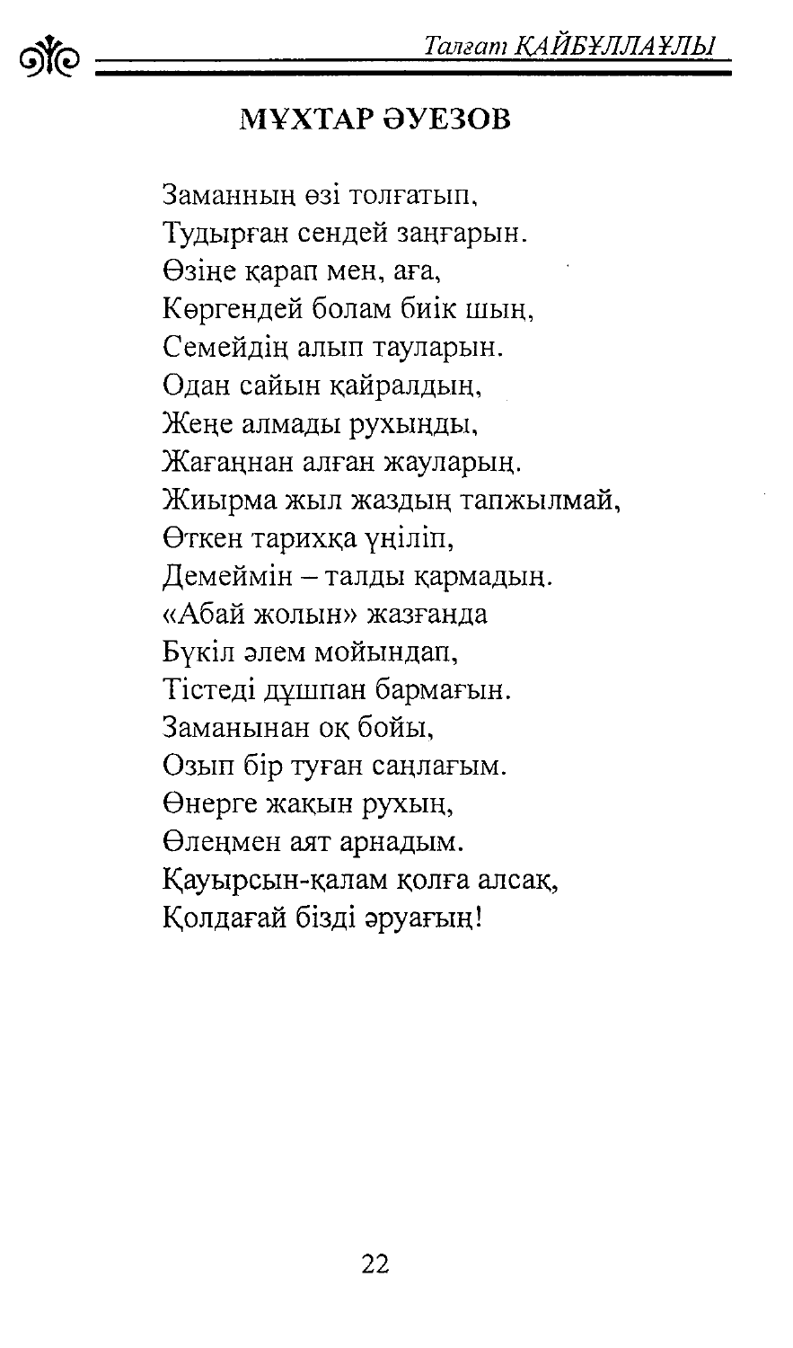## МҰХТАР ӘУЕЗОВ

Заманның өзі толғатып,  
Тудырған сендей заңғарын.  
Өзіңе қарап мен, аға,  
Көргендей болам биік шың,  
Семейдің алып тауларын.  
Одан сайын қайралдың,  
Жеңе алмады рухыңды,  
Жағаңнан алған жауларың.  
Жиырма жыл жаздың тапжылмай,  
Өткен тарихқа үңіліп,  
Демеймін – талды қармадың.  
«Абай жолын» жазғанда  
Бүкіл әлем мойындап,  
Тістеді дұшпан бармағын.  
Заманынан оқ бойы,  
Озып бір туған саңлағым.  
Өнерге жақын рухың,  
Өлеңмен аят арнадым.  
Қауырсын-қалам қолға алсақ,  
Қолдағай бізді әруағың!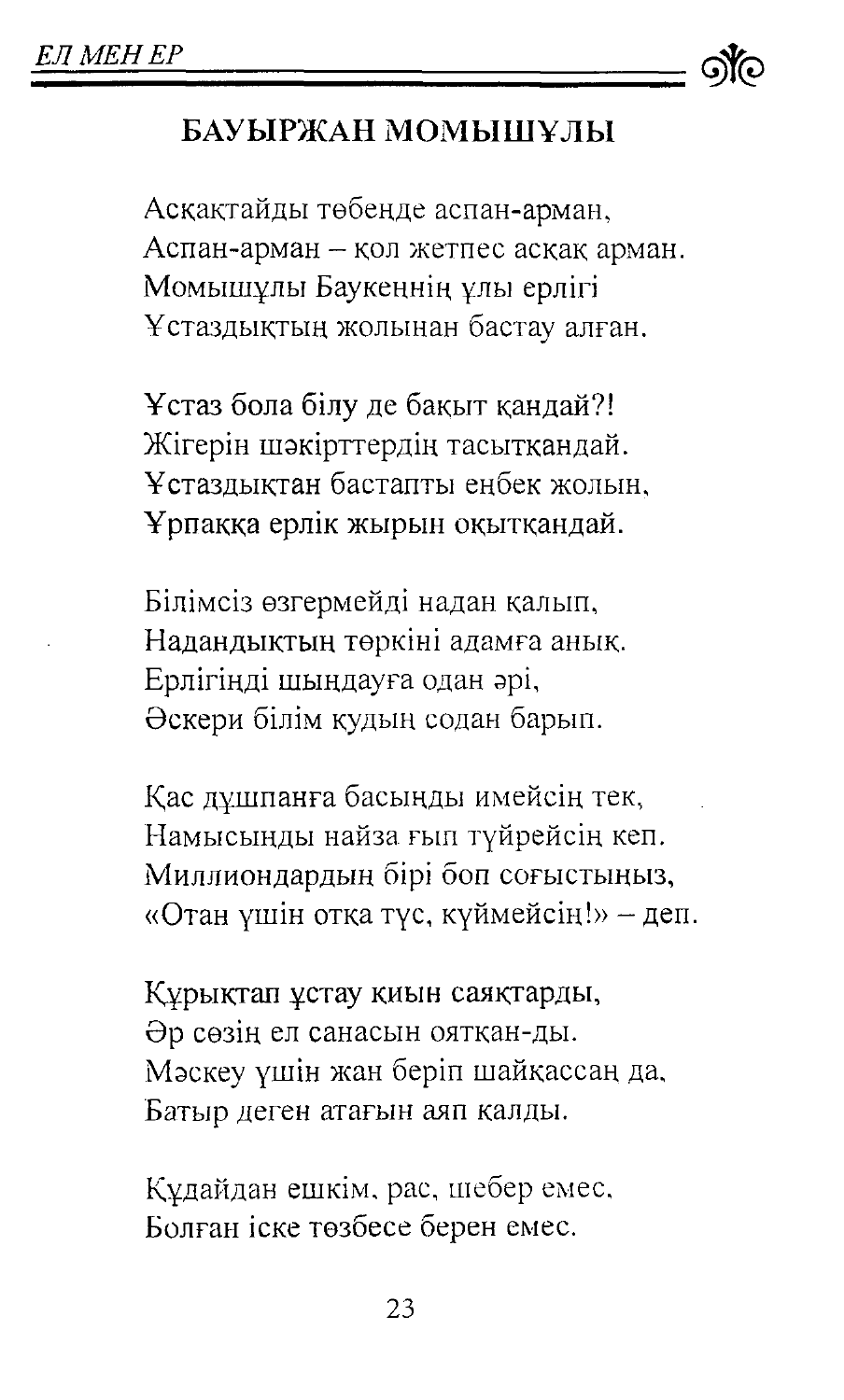## БАУЫРЖАН МОМЫШҰЛЫ

Асқақтайды төбеңде аспан-арман,  
Аспан-арман – қол жетпес асқақ арман.  
Момышұлы Баукеннің ұлы ерлігі  
Ұстаздықтың жолынан бастау алған.

Ұстаз бола білу де бақыт қандай?!  
Жігерін шәкірттердің тасытқандай.  
Ұстаздықтан бастапты еңбек жолын,  
Ұрпаққа ерлік жырын оқытқандай.

Білімсіз өзгермейді надан қалып,  
Нададықтың төркіні адамға анық.  
Ерлігіңді шыңдауға одан әрі,  
Әскери білім қудың содан барып.

Қас дұшпанға басыңды имейсің тек,  
Намысыңды найза ғып түйрейсің кеп.  
Миллиондардың бірі боп соғыстыңыз,  
«Отан үшін отқа түс, күймейсің!» – деп.

Құрықтап ұстау қиын саяқтарды,  
Әр сөзің ел санасын оятқан-ды.  
Мәскеу үшін жан беріп шайқассаң да,  
Батыр деген атағын аяп қалды.

Құдайдан ешкім, рас, шебер емес,  
Болған іске төзбесе берен емес.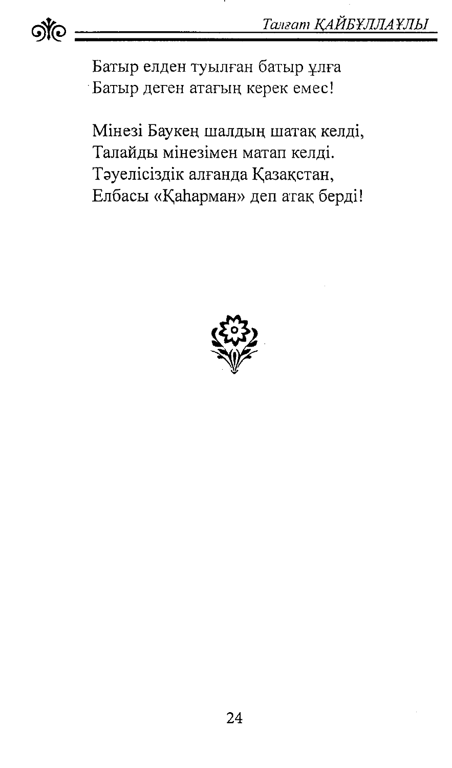Батыр елден туылған батыр ұлға
Батыр деген атағың керек емес!

Мінезі Баукең шалдың шатақ келді,
Талайды мінезімен матап келді.
Тәуелісіздік алғанда Қазақстан,
Елбасы «Қаһарман» деп атақ берді!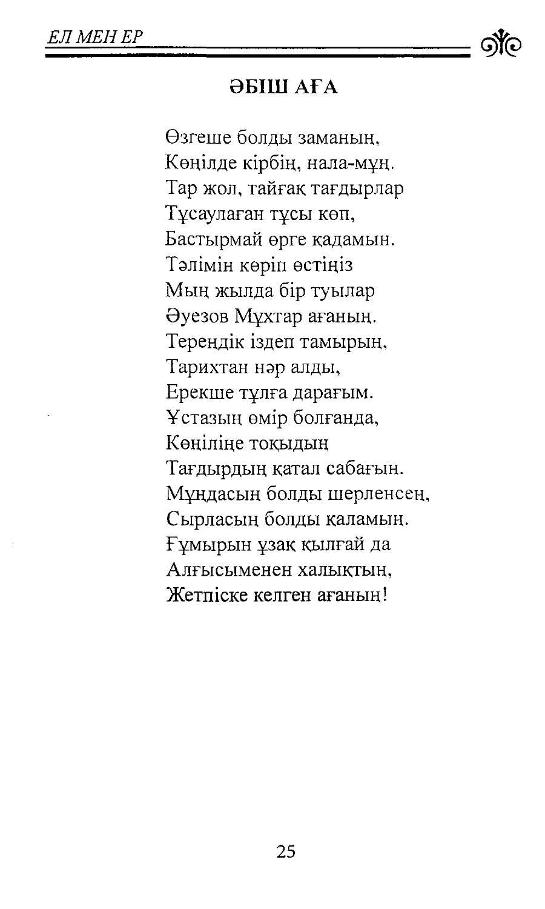## ӘБІШ АҒА

Өзгеше болды заманың,  
Көңілде кірбің, нала-мұң.  
Тар жол, тайғақ тағдырлар  
Тұсаулаған тұсы көп,  
Бастырмай өрге қадамын.  
Тәлімін көріп өстіңіз  
Мың жылда бір туылар  
Әуезов Мұхтар ағаның.  
Тереңдік іздеп тамырың,  
Тарихтан нәр алды,  
Ерекше тұлға дарағым.  
Ұстазың өмір болғанда,  
Көңіліңе тоқыдың  
Тағдырдың қатал сабағын.  
Мұңдасың болды шерленсең,  
Сырласың болды қаламың.  
Ғұмырың ұзақ қылғай да  
Алғысыменен халықтың,  
Жетпіске келген ағаның!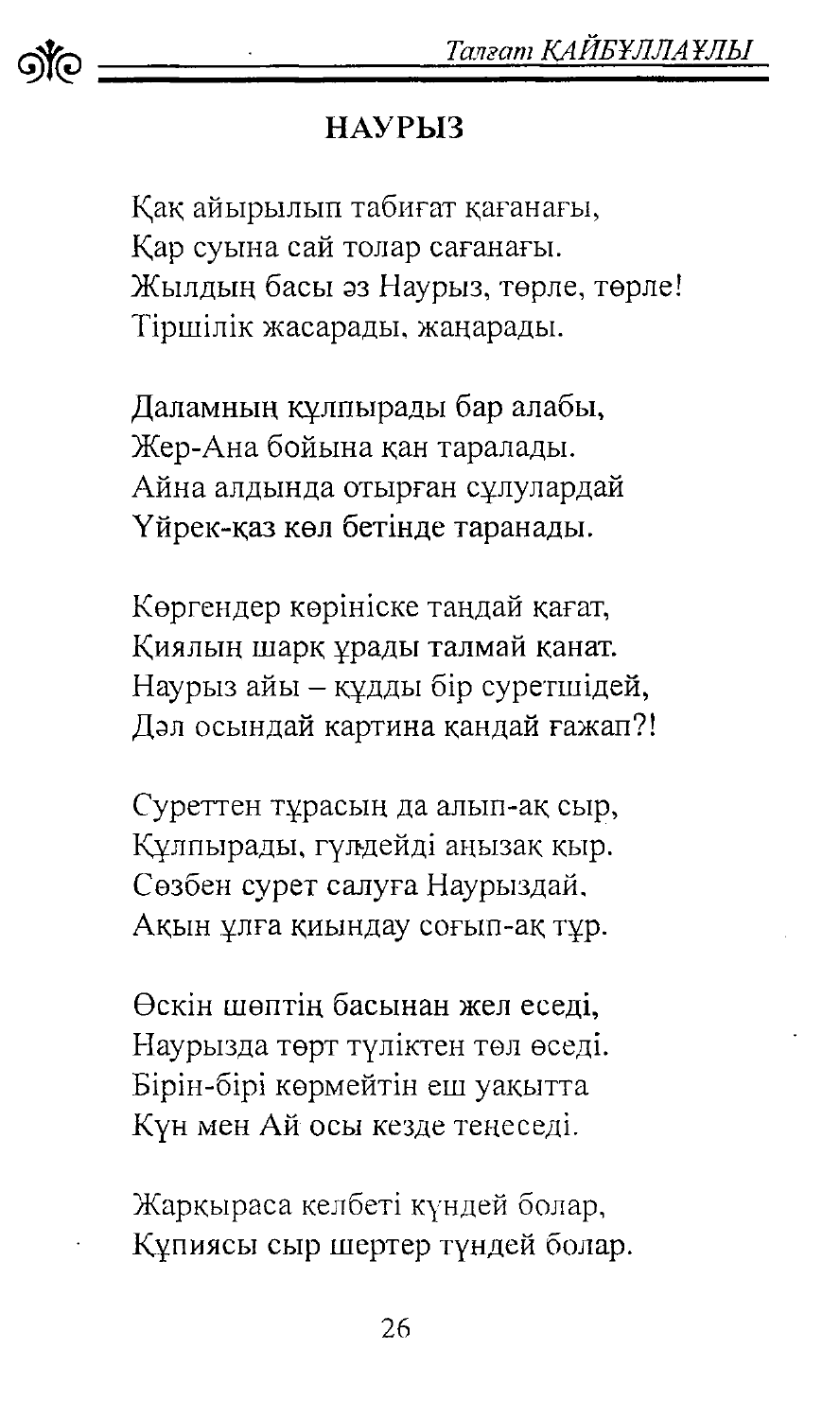## НАУРЫЗ

Қақ айырылып табиғат қағанағы,  
Қар суына сай толар сағанағы.  
Жылдың басы әз Наурыз, төрле, төрле!  
Тіршілік жасарады, жаңарады.

Даламның құлпырады бар алабы,  
Жер-Ана бойына қан таралады.  
Айна алдында отырған сұлулардай  
Үйрек-қаз көл бетінде таранады.

Көргендер көрініске таңдай қағат,  
Қиялың шарқ ұрады талмай қанат.  
Наурыз айы – құдды бір суретшідей,  
Дәл осындай картина қандай ғажап?!

Суреттен тұрасың да алып-ақ сыр,  
Құлпырады, гүлдейді аңызақ қыр.  
Сөзбен сурет салуға Наурыздай,  
Ақын ұлға қиындау соғып-ақ тұр.

Өскін шөптің басынан жел еседі,  
Наурызда төрт түліктен төл өседі.  
Бірін-бірі көрмейтін еш уақытта  
Күн мен Ай осы кезде теңеседі.

Жарқыраса келбеті күндей болар,  
Құпиясы сыр шертер түндей болар.